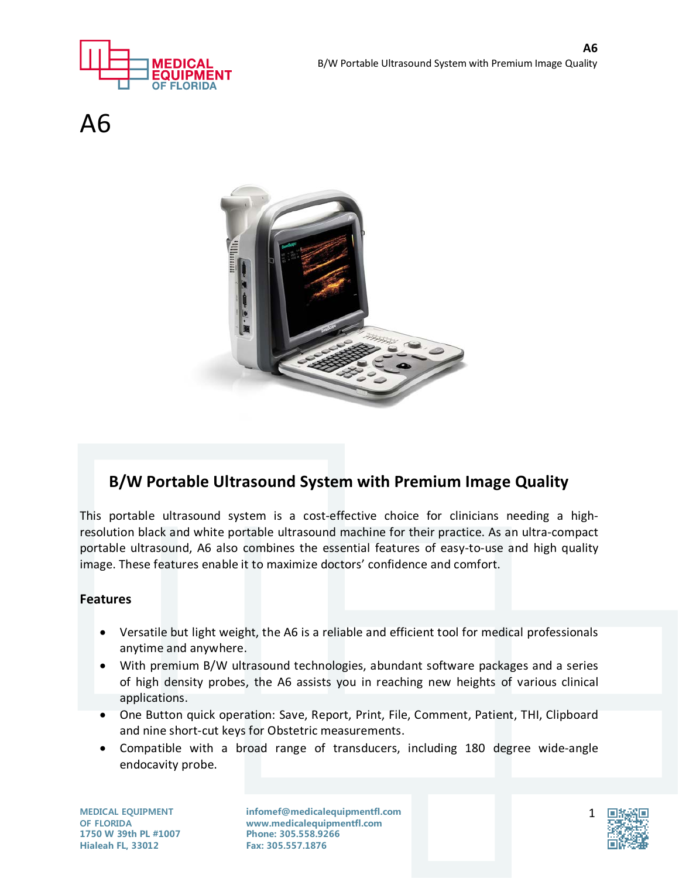# A6

## B/W Portable Ultrasound System with Premium Image Quality

This portable ultrasound system is a cost-effective choice for clinicians needing a high-resolution black and white portable ultrasound machine for their practice. As an ultra-compact portable ultrasound, A6 also combines the essential features of easy-to-use and high quality image. These features enable it to maximize doctors' confidence and comfort.

### Features

- Versatile but light weight, the A6 is a reliable and efficient tool for medical professionals anytime and anywhere.
- With premium B/W ultrasound technologies, abundant software packages and a series of high density probes, the A6 assists you in reaching new heights of various clinical applications.
- One Button quick operation: Save, Report, Print, File, Comment, Patient, THI, Clipboard and nine short-cut keys for Obstetric measurements.
- Compatible with a broad range of transducers, including 180 degree wide-angle endocavity probe.

**MEDICAL EQUIPMENT OF FLORIDA**
**1750 W 39th PL #1007**
**Hialeah FL, 33012**

**infomef@medicalequipmentfl.com**
**www.medicalequipmentfl.com**
**Phone: 305.558.9266**
**Fax: 305.557.1876**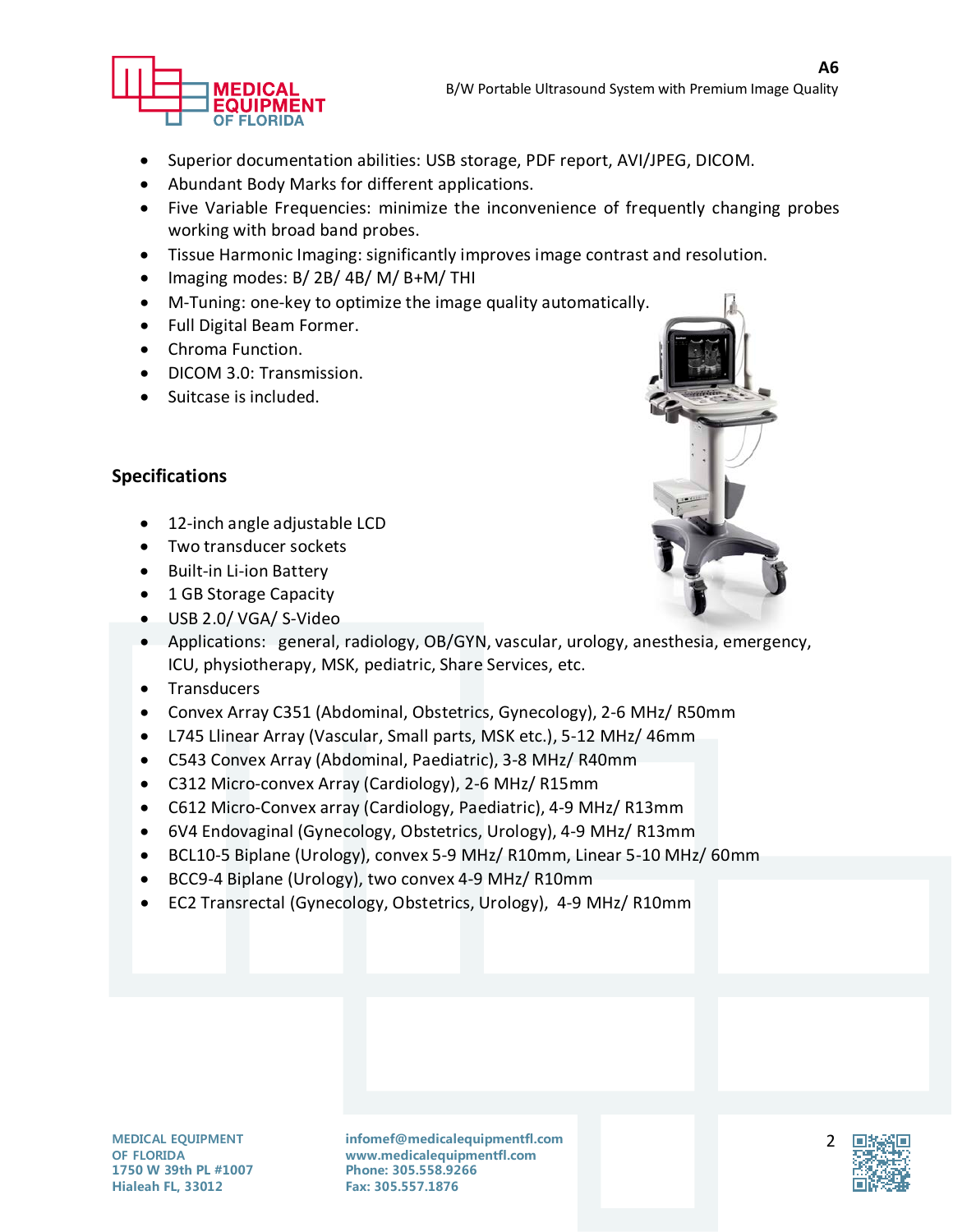- Superior documentation abilities: USB storage, PDF report, AVI/JPEG, DICOM.
- Abundant Body Marks for different applications.
- Five Variable Frequencies: minimize the inconvenience of frequently changing probes working with broad band probes.
- Tissue Harmonic Imaging: significantly improves image contrast and resolution.
- Imaging modes: B/ 2B/ 4B/ M/ B+M/ THI
- M-Tuning: one-key to optimize the image quality automatically.
- Full Digital Beam Former.
- Chroma Function.
- DICOM 3.0: Transmission.
- Suitcase is included.

## Specifications

- 12-inch angle adjustable LCD
- Two transducer sockets
- Built-in Li-ion Battery
- 1 GB Storage Capacity
- USB 2.0/ VGA/ S-Video
- Applications: general, radiology, OB/GYN, vascular, urology, anesthesia, emergency, ICU, physiotherapy, MSK, pediatric, Share Services, etc.
- Transducers
- Convex Array C351 (Abdominal, Obstetrics, Gynecology), 2-6 MHz/ R50mm
- L745 Llinear Array (Vascular, Small parts, MSK etc.), 5-12 MHz/ 46mm
- C543 Convex Array (Abdominal, Paediatric), 3-8 MHz/ R40mm
- C312 Micro-convex Array (Cardiology), 2-6 MHz/ R15mm
- C612 Micro-Convex array (Cardiology, Paediatric), 4-9 MHz/ R13mm
- 6V4 Endovaginal (Gynecology, Obstetrics, Urology), 4-9 MHz/ R13mm
- BCL10-5 Biplane (Urology), convex 5-9 MHz/ R10mm, Linear 5-10 MHz/ 60mm
- BCC9-4 Biplane (Urology), two convex 4-9 MHz/ R10mm
- EC2 Transrectal (Gynecology, Obstetrics, Urology), 4-9 MHz/ R10mm